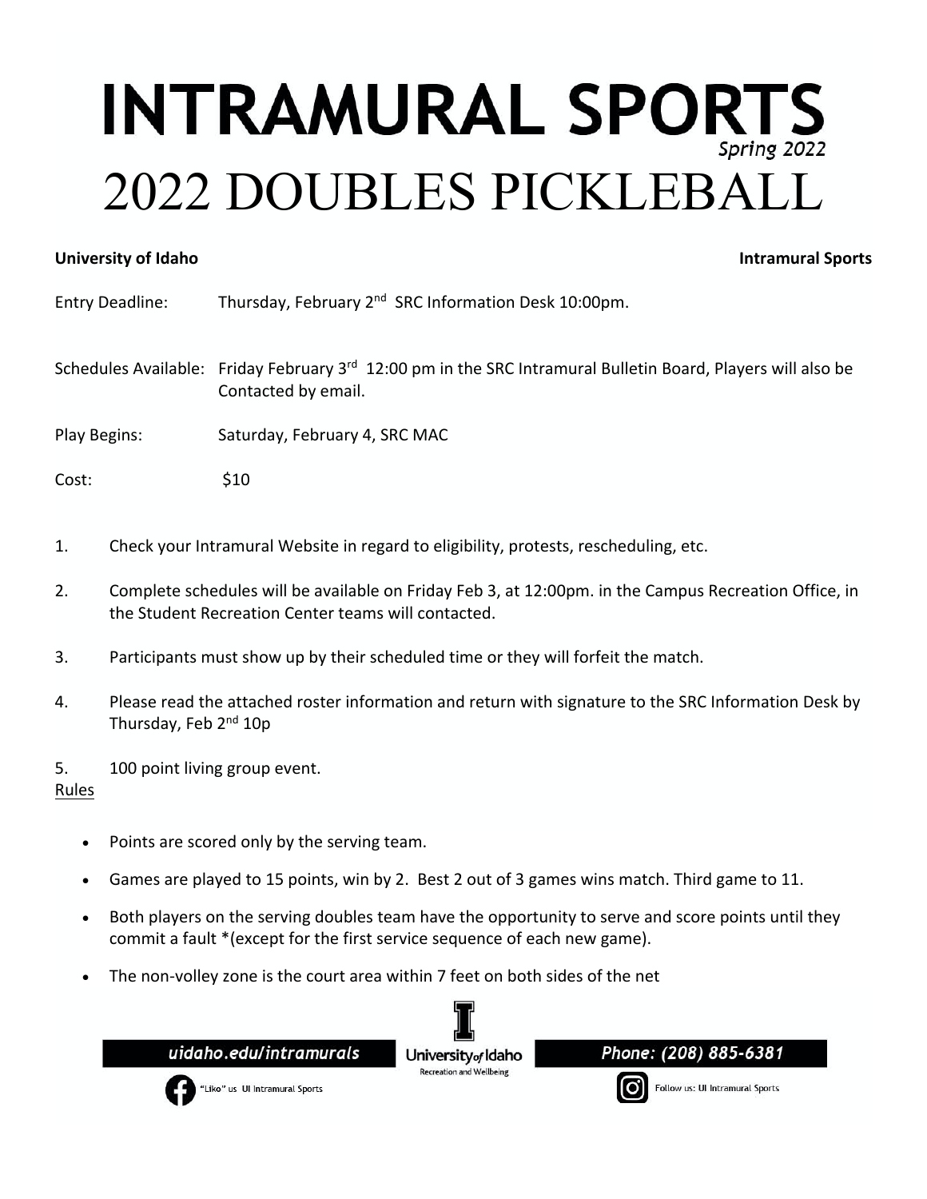# INTRAMURAL SPORTS

*Spring 2022*

# 2022 DOUBLES PICKLEBALL

**University of Idaho** **Intramural Sports**

Entry Deadline: Thursday, February 2nd SRC Information Desk 10:00pm.

Schedules Available: Friday February 3rd 12:00 pm in the SRC Intramural Bulletin Board, Players will also be Contacted by email.

Play Begins: Saturday, February 4, SRC MAC

Cost: $10

1. Check your Intramural Website in regard to eligibility, protests, rescheduling, etc.
2. Complete schedules will be available on Friday Feb 3, at 12:00pm. in the Campus Recreation Office, in the Student Recreation Center teams will contacted.
3. Participants must show up by their scheduled time or they will forfeit the match.
4. Please read the attached roster information and return with signature to the SRC Information Desk by Thursday, Feb 2nd 10p
5. 100 point living group event.

Rules

- Points are scored only by the serving team.
- Games are played to 15 points, win by 2. Best 2 out of 3 games wins match. Third game to 11.
- Both players on the serving doubles team have the opportunity to serve and score points until they commit a fault *(except for the first service sequence of each new game).
- The non-volley zone is the court area within 7 feet on both sides of the net

uidaho.edu/intramurals

University of Idaho Recreation and Wellbeing

Phone: (208) 885-6381

"Like" us UI Intramural Sports

Follow us: UI Intramural Sports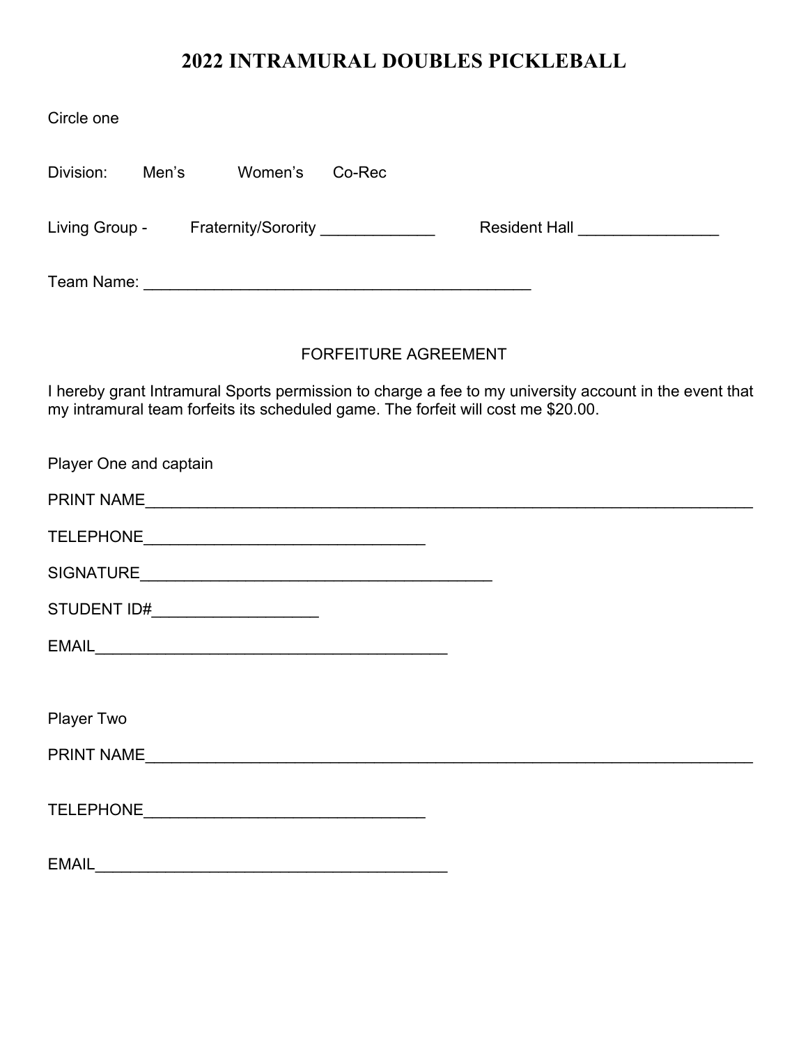# 2022 INTRAMURAL DOUBLES PICKLEBALL

Circle one

Division: Men's Women's Co-Rec

Living Group - Fraternity/Sorority _____________ Resident Hall ________________

Team Name: ____________________________________________

FORFEITURE AGREEMENT

I hereby grant Intramural Sports permission to charge a fee to my university account in the event that my intramural team forfeits its scheduled game. The forfeit will cost me $20.00.

Player One and captain

PRINT NAME______________________________________________________________________

TELEPHONE________________________________

SIGNATURE________________________________________

STUDENT ID#___________________

EMAIL________________________________________

Player Two

PRINT NAME______________________________________________________________________

TELEPHONE________________________________

EMAIL________________________________________